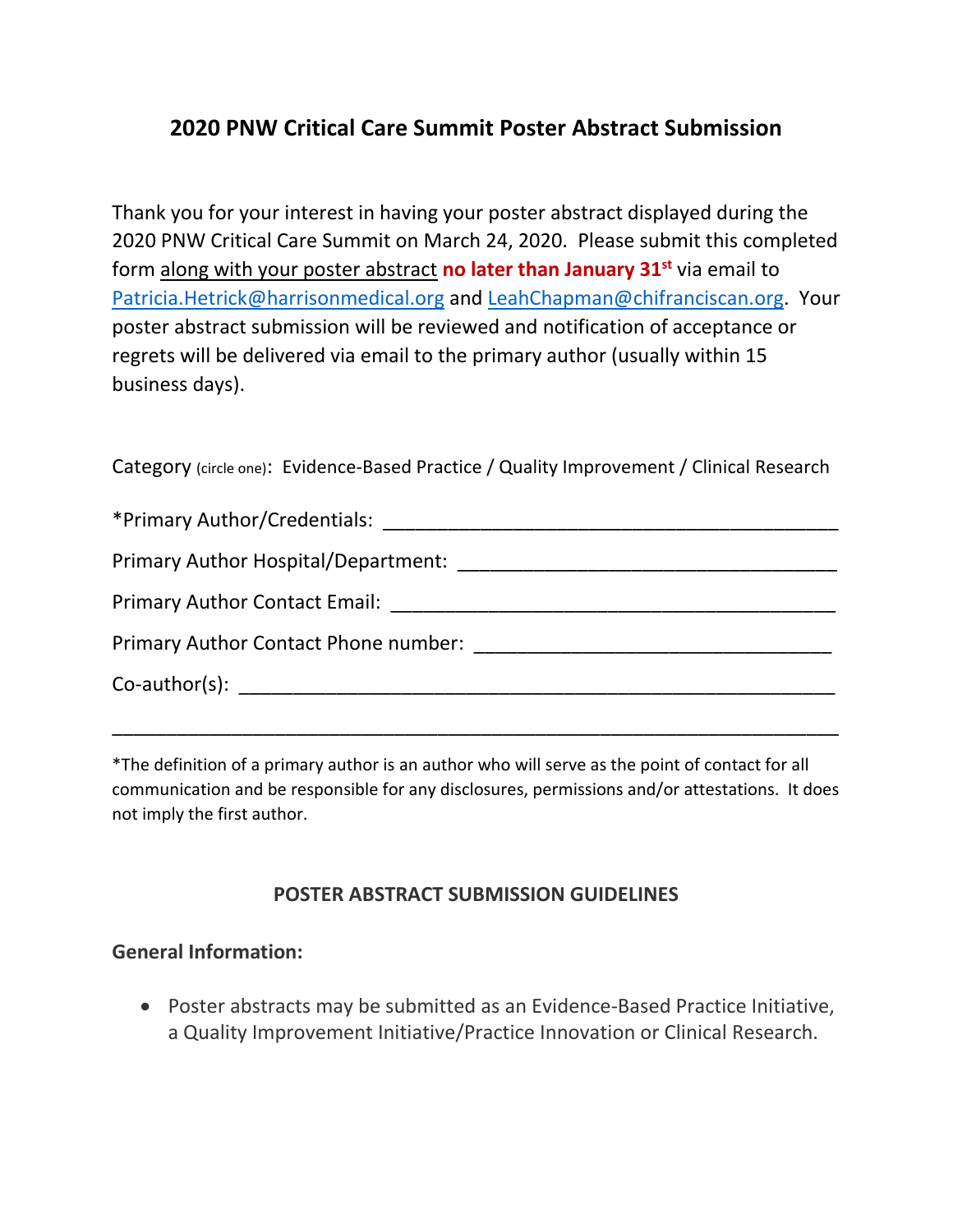# 2020 PNW Critical Care Summit Poster Abstract Submission

Thank you for your interest in having your poster abstract displayed during the 2020 PNW Critical Care Summit on March 24, 2020. Please submit this completed form along with your poster abstract **no later than January 31st** via email to Patricia.Hetrick@harrisonmedical.org and LeahChapman@chifranciscan.org. Your poster abstract submission will be reviewed and notification of acceptance or regrets will be delivered via email to the primary author (usually within 15 business days).

Category (circle one): Evidence-Based Practice / Quality Improvement / Clinical Research

*Primary Author/Credentials: ___________________________________________

Primary Author Hospital/Department: ___________________________________

Primary Author Contact Email: _________________________________________

Primary Author Contact Phone number: _________________________________

Co-author(s): _______________________________________________________

_____________________________________________________________________

*The definition of a primary author is an author who will serve as the point of contact for all communication and be responsible for any disclosures, permissions and/or attestations. It does not imply the first author.

## POSTER ABSTRACT SUBMISSION GUIDELINES

### General Information:

- Poster abstracts may be submitted as an Evidence-Based Practice Initiative, a Quality Improvement Initiative/Practice Innovation or Clinical Research.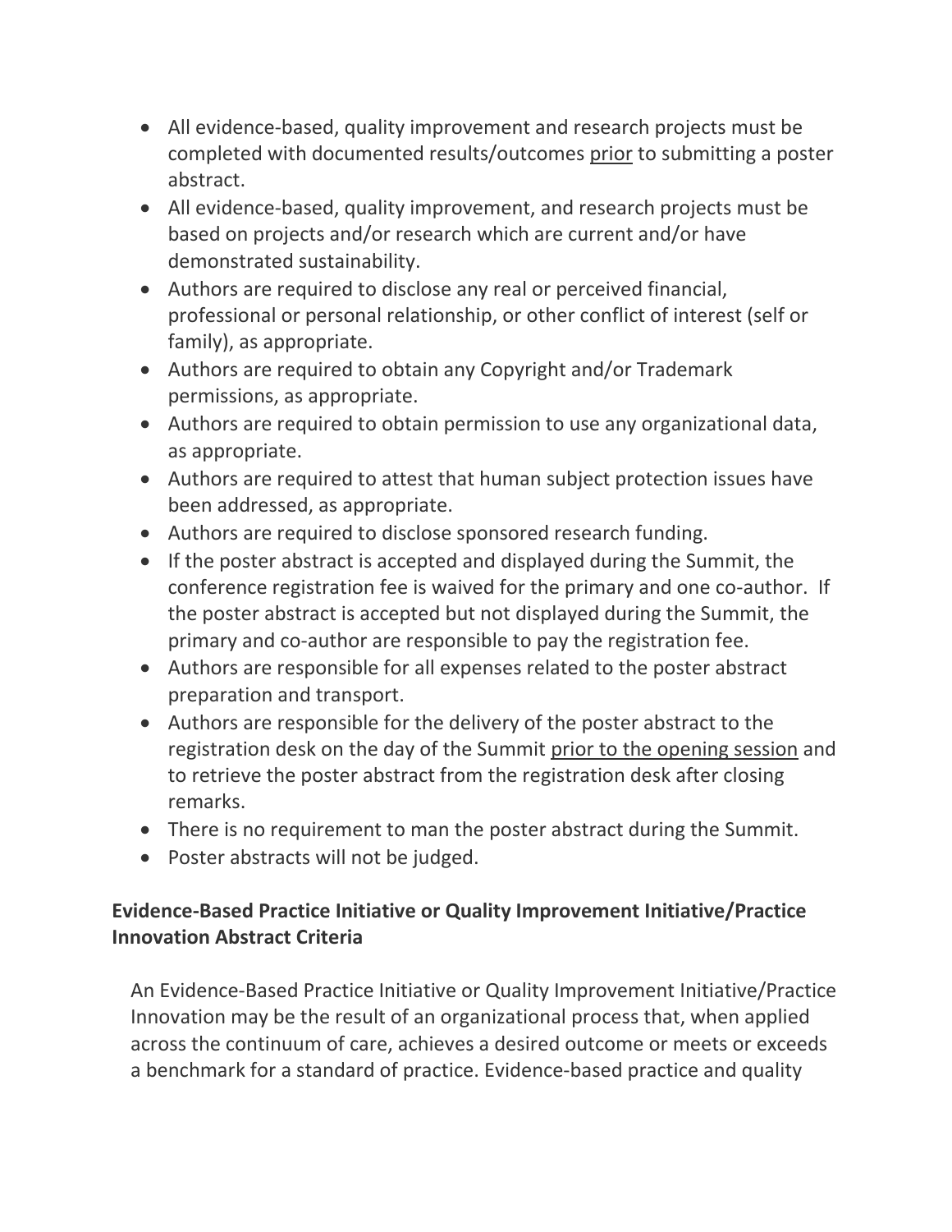- All evidence-based, quality improvement and research projects must be completed with documented results/outcomes <u>prior</u> to submitting a poster abstract.
- All evidence-based, quality improvement, and research projects must be based on projects and/or research which are current and/or have demonstrated sustainability.
- Authors are required to disclose any real or perceived financial, professional or personal relationship, or other conflict of interest (self or family), as appropriate.
- Authors are required to obtain any Copyright and/or Trademark permissions, as appropriate.
- Authors are required to obtain permission to use any organizational data, as appropriate.
- Authors are required to attest that human subject protection issues have been addressed, as appropriate.
- Authors are required to disclose sponsored research funding.
- If the poster abstract is accepted and displayed during the Summit, the conference registration fee is waived for the primary and one co-author. If the poster abstract is accepted but not displayed during the Summit, the primary and co-author are responsible to pay the registration fee.
- Authors are responsible for all expenses related to the poster abstract preparation and transport.
- Authors are responsible for the delivery of the poster abstract to the registration desk on the day of the Summit <u>prior to the opening session</u> and to retrieve the poster abstract from the registration desk after closing remarks.
- There is no requirement to man the poster abstract during the Summit.
- Poster abstracts will not be judged.

## Evidence-Based Practice Initiative or Quality Improvement Initiative/Practice Innovation Abstract Criteria

An Evidence-Based Practice Initiative or Quality Improvement Initiative/Practice Innovation may be the result of an organizational process that, when applied across the continuum of care, achieves a desired outcome or meets or exceeds a benchmark for a standard of practice. Evidence-based practice and quality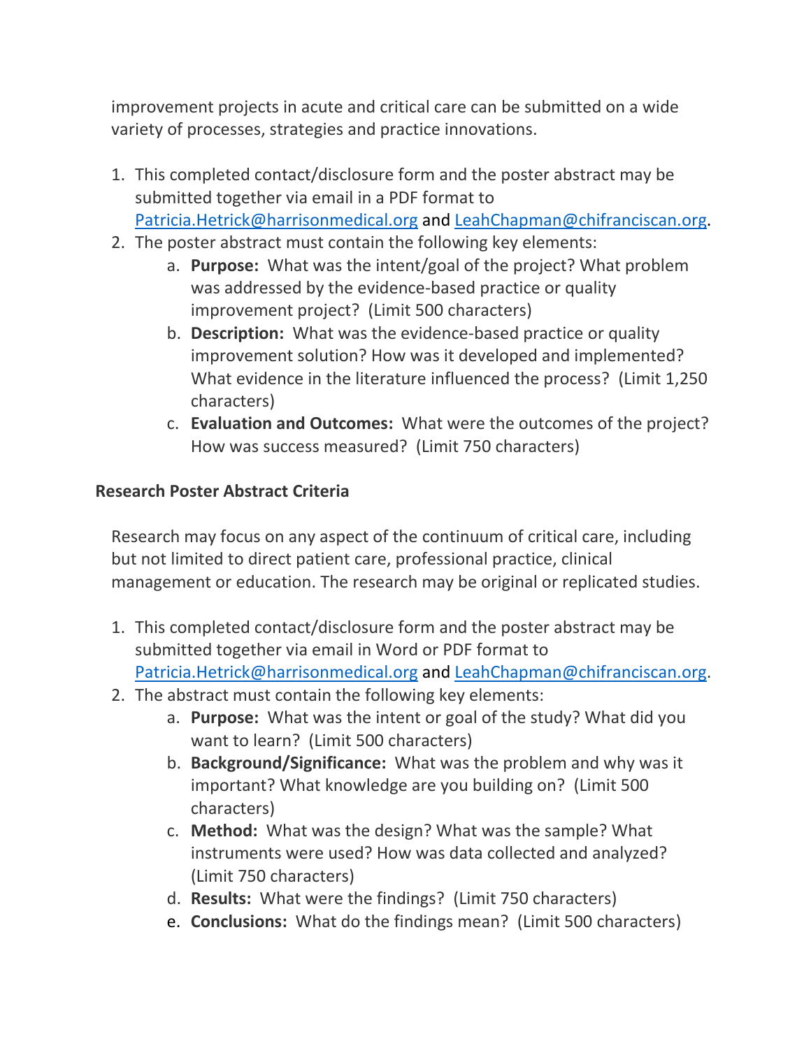improvement projects in acute and critical care can be submitted on a wide variety of processes, strategies and practice innovations.

1. This completed contact/disclosure form and the poster abstract may be submitted together via email in a PDF format to Patricia.Hetrick@harrisonmedical.org and LeahChapman@chifranciscan.org.
2. The poster abstract must contain the following key elements:
   a. **Purpose:** What was the intent/goal of the project? What problem was addressed by the evidence-based practice or quality improvement project? (Limit 500 characters)
   b. **Description:** What was the evidence-based practice or quality improvement solution? How was it developed and implemented? What evidence in the literature influenced the process? (Limit 1,250 characters)
   c. **Evaluation and Outcomes:** What were the outcomes of the project? How was success measured? (Limit 750 characters)

**Research Poster Abstract Criteria**

Research may focus on any aspect of the continuum of critical care, including but not limited to direct patient care, professional practice, clinical management or education. The research may be original or replicated studies.

1. This completed contact/disclosure form and the poster abstract may be submitted together via email in Word or PDF format to Patricia.Hetrick@harrisonmedical.org and LeahChapman@chifranciscan.org.
2. The abstract must contain the following key elements:
   a. **Purpose:** What was the intent or goal of the study? What did you want to learn? (Limit 500 characters)
   b. **Background/Significance:** What was the problem and why was it important? What knowledge are you building on? (Limit 500 characters)
   c. **Method:** What was the design? What was the sample? What instruments were used? How was data collected and analyzed? (Limit 750 characters)
   d. **Results:** What were the findings? (Limit 750 characters)
   e. **Conclusions:** What do the findings mean? (Limit 500 characters)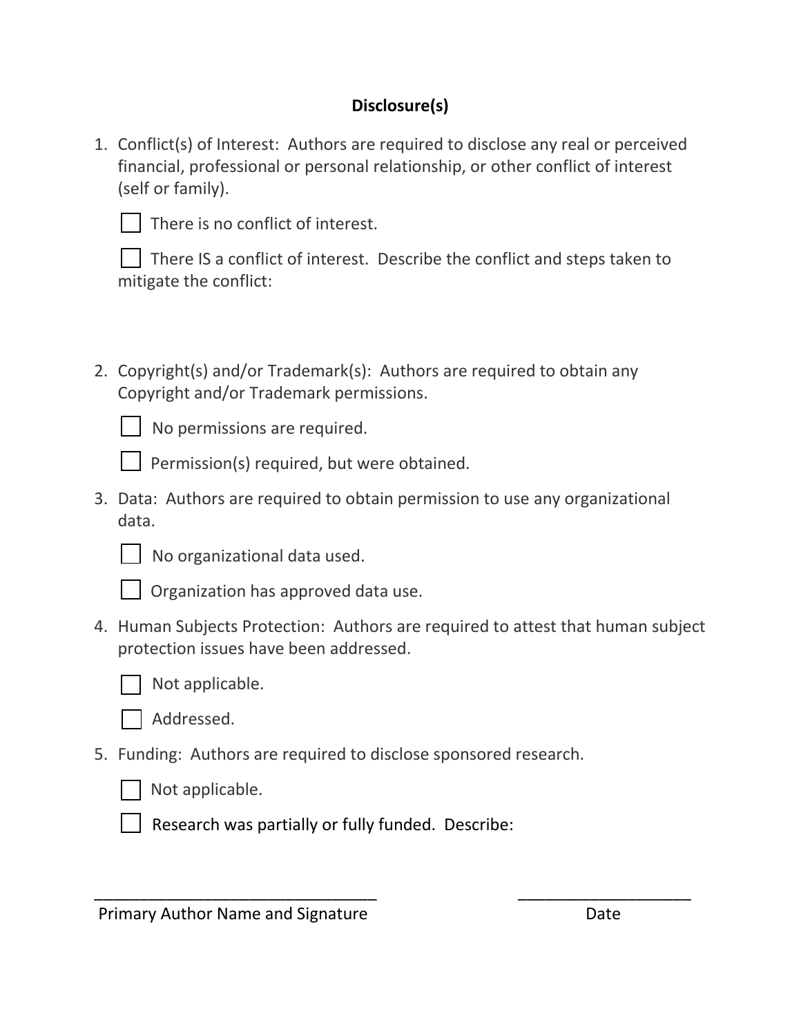## Disclosure(s)

1. Conflict(s) of Interest: Authors are required to disclose any real or perceived financial, professional or personal relationship, or other conflict of interest (self or family).

   ☐ There is no conflict of interest.

   ☐ There IS a conflict of interest. Describe the conflict and steps taken to mitigate the conflict:

2. Copyright(s) and/or Trademark(s): Authors are required to obtain any Copyright and/or Trademark permissions.

   ☐ No permissions are required.

   ☐ Permission(s) required, but were obtained.

3. Data: Authors are required to obtain permission to use any organizational data.

   ☐ No organizational data used.

   ☐ Organization has approved data use.

4. Human Subjects Protection: Authors are required to attest that human subject protection issues have been addressed.

   ☐ Not applicable.

   ☐ Addressed.

5. Funding: Authors are required to disclose sponsored research.

   ☐ Not applicable.

   ☐ Research was partially or fully funded. Describe:

_________________________________ ____________________

Primary Author Name and Signature Date